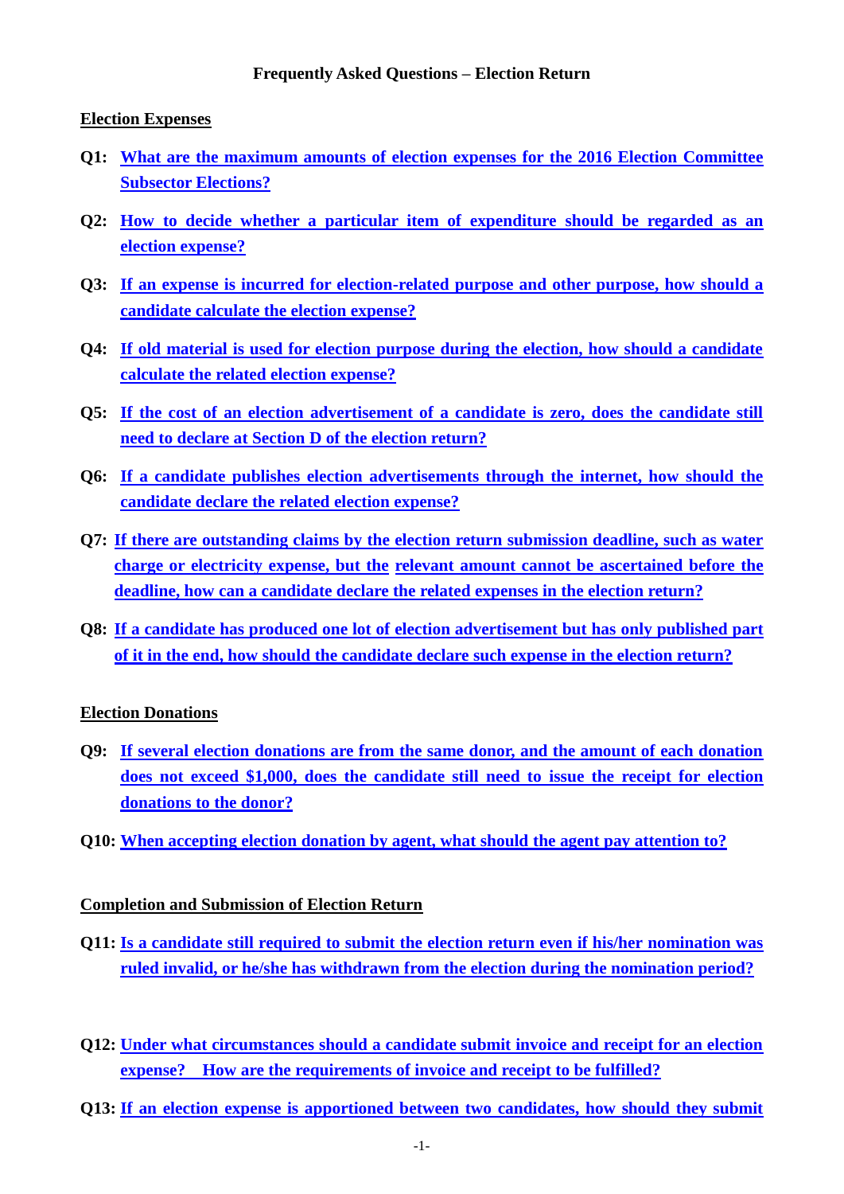**Frequently Asked Questions – Election Return**

**Election Expenses**

**Q1:** **What are the maximum amounts of election expenses for the 2016 Election Committee Subsector Elections?**

**Q2:** **How to decide whether a particular item of expenditure should be regarded as an election expense?**

**Q3:** **If an expense is incurred for election-related purpose and other purpose, how should a candidate calculate the election expense?**

**Q4:** **If old material is used for election purpose during the election, how should a candidate calculate the related election expense?**

**Q5:** **If the cost of an election advertisement of a candidate is zero, does the candidate still need to declare at Section D of the election return?**

**Q6:** **If a candidate publishes election advertisements through the internet, how should the candidate declare the related election expense?**

**Q7:** **If there are outstanding claims by the election return submission deadline, such as water charge or electricity expense, but the relevant amount cannot be ascertained before the deadline, how can a candidate declare the related expenses in the election return?**

**Q8:** **If a candidate has produced one lot of election advertisement but has only published part of it in the end, how should the candidate declare such expense in the election return?**

**Election Donations**

**Q9:** **If several election donations are from the same donor, and the amount of each donation does not exceed $1,000, does the candidate still need to issue the receipt for election donations to the donor?**

**Q10:** **When accepting election donation by agent, what should the agent pay attention to?**

**Completion and Submission of Election Return**

**Q11:** **Is a candidate still required to submit the election return even if his/her nomination was ruled invalid, or he/she has withdrawn from the election during the nomination period?**

**Q12:** **Under what circumstances should a candidate submit invoice and receipt for an election expense? How are the requirements of invoice and receipt to be fulfilled?**

**Q13:** **If an election expense is apportioned between two candidates, how should they submit**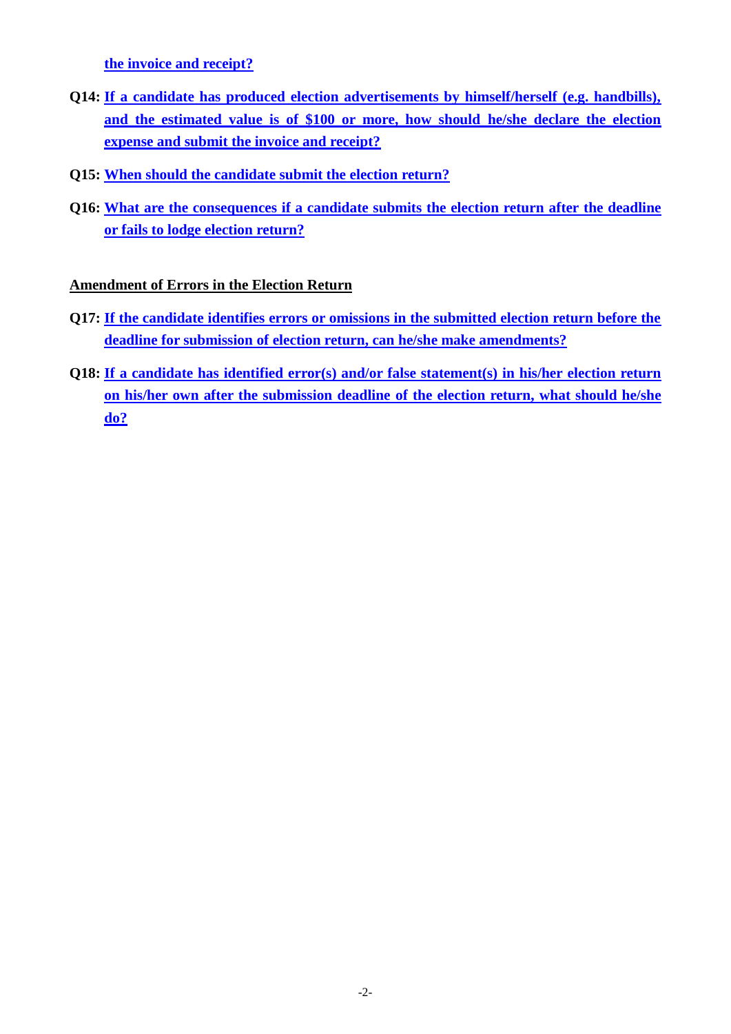**the invoice and receipt?**

**Q14: If a candidate has produced election advertisements by himself/herself (e.g. handbills), and the estimated value is of $100 or more, how should he/she declare the election expense and submit the invoice and receipt?**

**Q15: When should the candidate submit the election return?**

**Q16: What are the consequences if a candidate submits the election return after the deadline or fails to lodge election return?**

**Amendment of Errors in the Election Return**

**Q17: If the candidate identifies errors or omissions in the submitted election return before the deadline for submission of election return, can he/she make amendments?**

**Q18: If a candidate has identified error(s) and/or false statement(s) in his/her election return on his/her own after the submission deadline of the election return, what should he/she do?**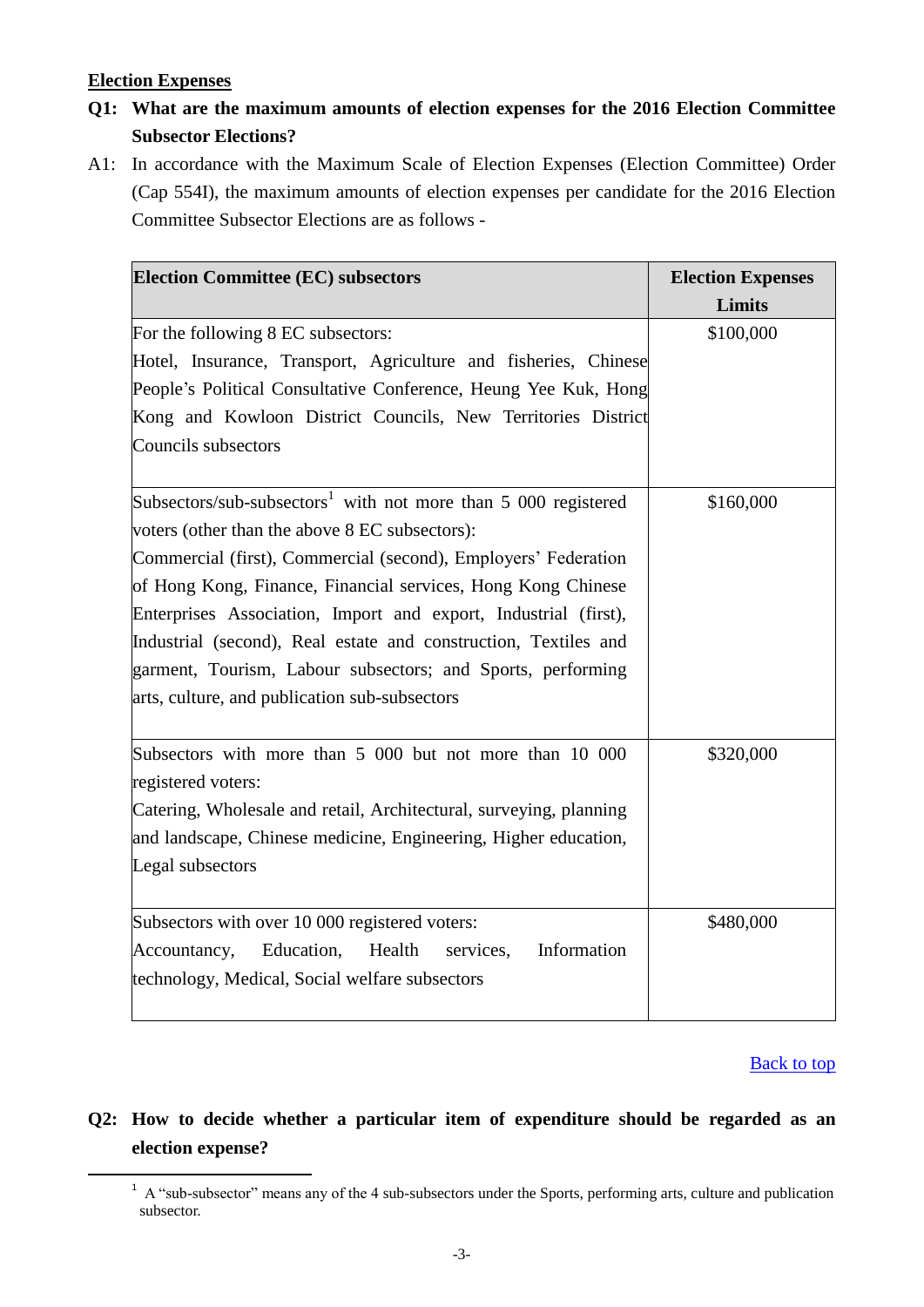## Election Expenses

**Q1: What are the maximum amounts of election expenses for the 2016 Election Committee Subsector Elections?**

A1: In accordance with the Maximum Scale of Election Expenses (Election Committee) Order (Cap 554I), the maximum amounts of election expenses per candidate for the 2016 Election Committee Subsector Elections are as follows -

| Election Committee (EC) subsectors | Election Expenses Limits |
|---|---|
| For the following 8 EC subsectors:<br>Hotel, Insurance, Transport, Agriculture and fisheries, Chinese People's Political Consultative Conference, Heung Yee Kuk, Hong Kong and Kowloon District Councils, New Territories District Councils subsectors | $100,000 |
| Subsectors/sub-subsectors[1] with not more than 5 000 registered voters (other than the above 8 EC subsectors):<br>Commercial (first), Commercial (second), Employers' Federation of Hong Kong, Finance, Financial services, Hong Kong Chinese Enterprises Association, Import and export, Industrial (first), Industrial (second), Real estate and construction, Textiles and garment, Tourism, Labour subsectors; and Sports, performing arts, culture, and publication sub-subsectors | $160,000 |
| Subsectors with more than 5 000 but not more than 10 000 registered voters:<br>Catering, Wholesale and retail, Architectural, surveying, planning and landscape, Chinese medicine, Engineering, Higher education, Legal subsectors | $320,000 |
| Subsectors with over 10 000 registered voters:<br>Accountancy, Education, Health services, Information technology, Medical, Social welfare subsectors | $480,000 |

Back to top

**Q2: How to decide whether a particular item of expenditure should be regarded as an election expense?**

[1] A "sub-subsector" means any of the 4 sub-subsectors under the Sports, performing arts, culture and publication subsector.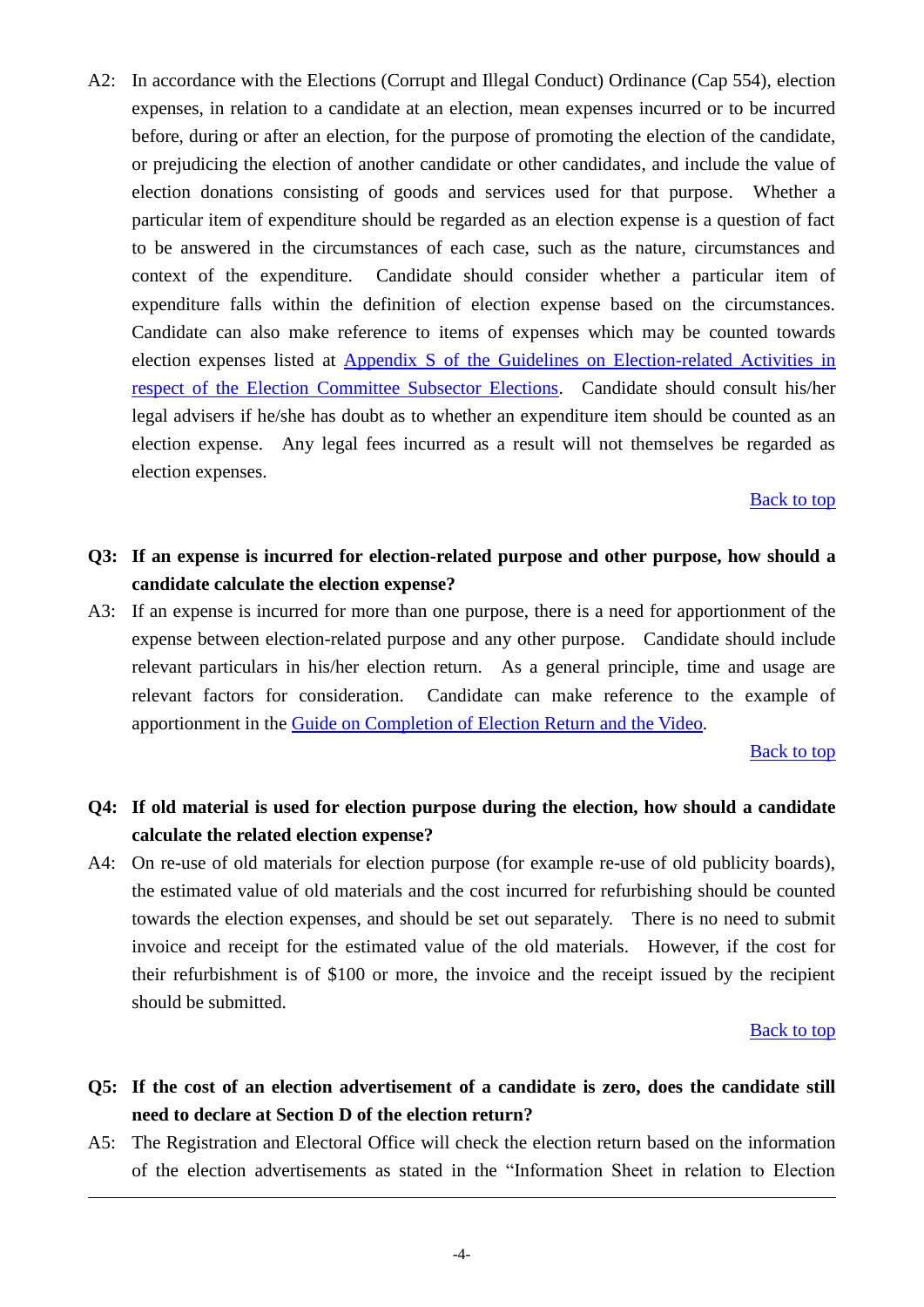A2: In accordance with the Elections (Corrupt and Illegal Conduct) Ordinance (Cap 554), election expenses, in relation to a candidate at an election, mean expenses incurred or to be incurred before, during or after an election, for the purpose of promoting the election of the candidate, or prejudicing the election of another candidate or other candidates, and include the value of election donations consisting of goods and services used for that purpose. Whether a particular item of expenditure should be regarded as an election expense is a question of fact to be answered in the circumstances of each case, such as the nature, circumstances and context of the expenditure. Candidate should consider whether a particular item of expenditure falls within the definition of election expense based on the circumstances. Candidate can also make reference to items of expenses which may be counted towards election expenses listed at Appendix S of the Guidelines on Election-related Activities in respect of the Election Committee Subsector Elections. Candidate should consult his/her legal advisers if he/she has doubt as to whether an expenditure item should be counted as an election expense. Any legal fees incurred as a result will not themselves be regarded as election expenses.

Back to top

**Q3: If an expense is incurred for election-related purpose and other purpose, how should a candidate calculate the election expense?**

A3: If an expense is incurred for more than one purpose, there is a need for apportionment of the expense between election-related purpose and any other purpose. Candidate should include relevant particulars in his/her election return. As a general principle, time and usage are relevant factors for consideration. Candidate can make reference to the example of apportionment in the Guide on Completion of Election Return and the Video.

Back to top

**Q4: If old material is used for election purpose during the election, how should a candidate calculate the related election expense?**

A4: On re-use of old materials for election purpose (for example re-use of old publicity boards), the estimated value of old materials and the cost incurred for refurbishing should be counted towards the election expenses, and should be set out separately. There is no need to submit invoice and receipt for the estimated value of the old materials. However, if the cost for their refurbishment is of $100 or more, the invoice and the receipt issued by the recipient should be submitted.

Back to top

**Q5: If the cost of an election advertisement of a candidate is zero, does the candidate still need to declare at Section D of the election return?**

A5: The Registration and Electoral Office will check the election return based on the information of the election advertisements as stated in the "Information Sheet in relation to Election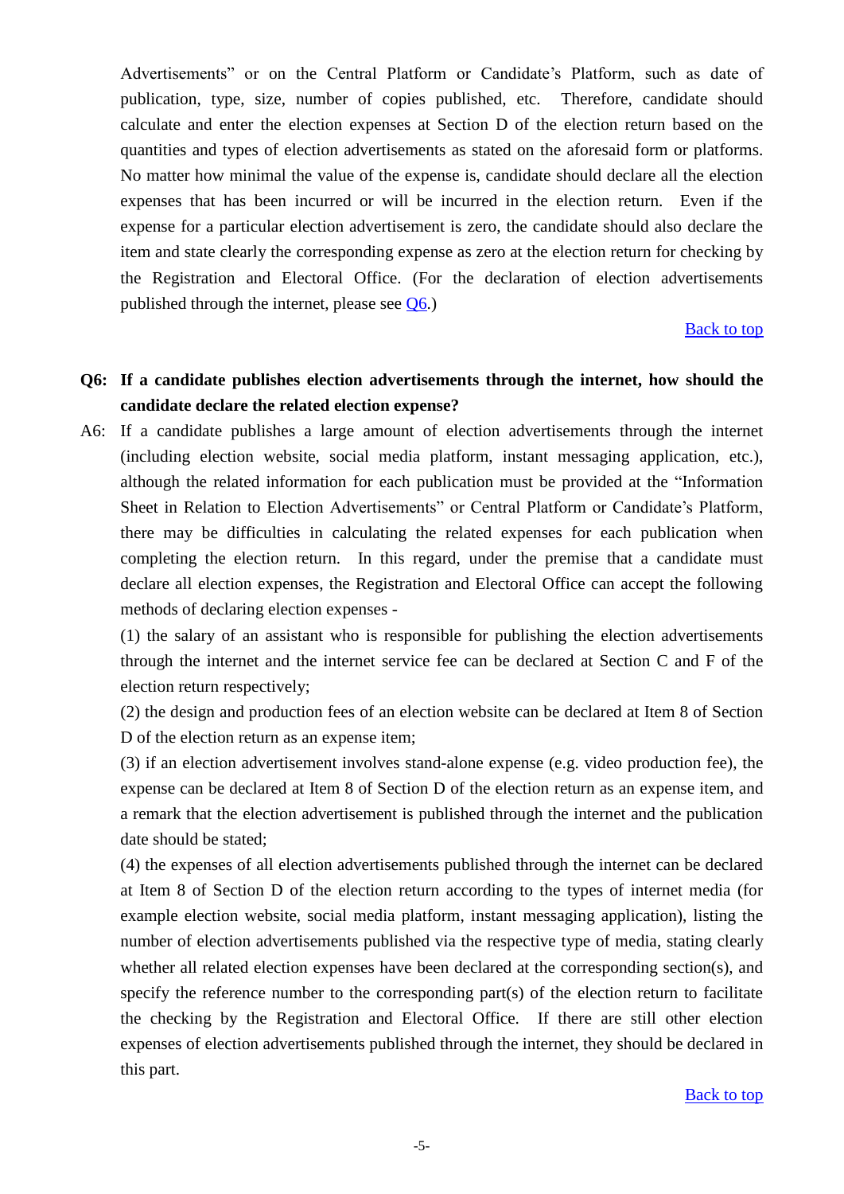Advertisements" or on the Central Platform or Candidate's Platform, such as date of publication, type, size, number of copies published, etc. Therefore, candidate should calculate and enter the election expenses at Section D of the election return based on the quantities and types of election advertisements as stated on the aforesaid form or platforms. No matter how minimal the value of the expense is, candidate should declare all the election expenses that has been incurred or will be incurred in the election return. Even if the expense for a particular election advertisement is zero, the candidate should also declare the item and state clearly the corresponding expense as zero at the election return for checking by the Registration and Electoral Office. (For the declaration of election advertisements published through the internet, please see Q6.)

Back to top

**Q6: If a candidate publishes election advertisements through the internet, how should the candidate declare the related election expense?**

A6: If a candidate publishes a large amount of election advertisements through the internet (including election website, social media platform, instant messaging application, etc.), although the related information for each publication must be provided at the "Information Sheet in Relation to Election Advertisements" or Central Platform or Candidate's Platform, there may be difficulties in calculating the related expenses for each publication when completing the election return. In this regard, under the premise that a candidate must declare all election expenses, the Registration and Electoral Office can accept the following methods of declaring election expenses -

(1) the salary of an assistant who is responsible for publishing the election advertisements through the internet and the internet service fee can be declared at Section C and F of the election return respectively;

(2) the design and production fees of an election website can be declared at Item 8 of Section D of the election return as an expense item;

(3) if an election advertisement involves stand-alone expense (e.g. video production fee), the expense can be declared at Item 8 of Section D of the election return as an expense item, and a remark that the election advertisement is published through the internet and the publication date should be stated;

(4) the expenses of all election advertisements published through the internet can be declared at Item 8 of Section D of the election return according to the types of internet media (for example election website, social media platform, instant messaging application), listing the number of election advertisements published via the respective type of media, stating clearly whether all related election expenses have been declared at the corresponding section(s), and specify the reference number to the corresponding part(s) of the election return to facilitate the checking by the Registration and Electoral Office. If there are still other election expenses of election advertisements published through the internet, they should be declared in this part.

Back to top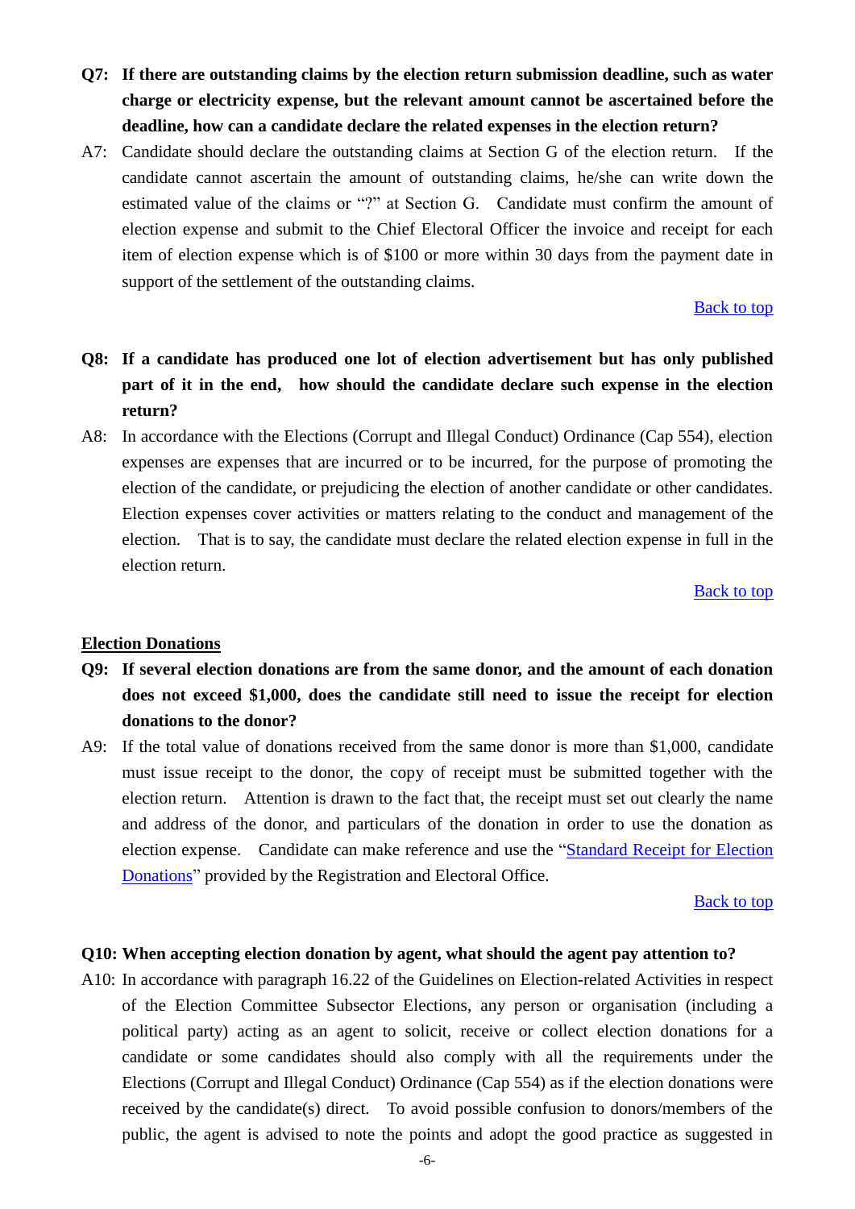**Q7: If there are outstanding claims by the election return submission deadline, such as water charge or electricity expense, but the relevant amount cannot be ascertained before the deadline, how can a candidate declare the related expenses in the election return?**

A7: Candidate should declare the outstanding claims at Section G of the election return. If the candidate cannot ascertain the amount of outstanding claims, he/she can write down the estimated value of the claims or "?" at Section G. Candidate must confirm the amount of election expense and submit to the Chief Electoral Officer the invoice and receipt for each item of election expense which is of $100 or more within 30 days from the payment date in support of the settlement of the outstanding claims.

Back to top

**Q8: If a candidate has produced one lot of election advertisement but has only published part of it in the end, how should the candidate declare such expense in the election return?**

A8: In accordance with the Elections (Corrupt and Illegal Conduct) Ordinance (Cap 554), election expenses are expenses that are incurred or to be incurred, for the purpose of promoting the election of the candidate, or prejudicing the election of another candidate or other candidates. Election expenses cover activities or matters relating to the conduct and management of the election. That is to say, the candidate must declare the related election expense in full in the election return.

Back to top

**Election Donations**

**Q9: If several election donations are from the same donor, and the amount of each donation does not exceed $1,000, does the candidate still need to issue the receipt for election donations to the donor?**

A9: If the total value of donations received from the same donor is more than $1,000, candidate must issue receipt to the donor, the copy of receipt must be submitted together with the election return. Attention is drawn to the fact that, the receipt must set out clearly the name and address of the donor, and particulars of the donation in order to use the donation as election expense. Candidate can make reference and use the "Standard Receipt for Election Donations" provided by the Registration and Electoral Office.

Back to top

**Q10: When accepting election donation by agent, what should the agent pay attention to?**

A10: In accordance with paragraph 16.22 of the Guidelines on Election-related Activities in respect of the Election Committee Subsector Elections, any person or organisation (including a political party) acting as an agent to solicit, receive or collect election donations for a candidate or some candidates should also comply with all the requirements under the Elections (Corrupt and Illegal Conduct) Ordinance (Cap 554) as if the election donations were received by the candidate(s) direct. To avoid possible confusion to donors/members of the public, the agent is advised to note the points and adopt the good practice as suggested in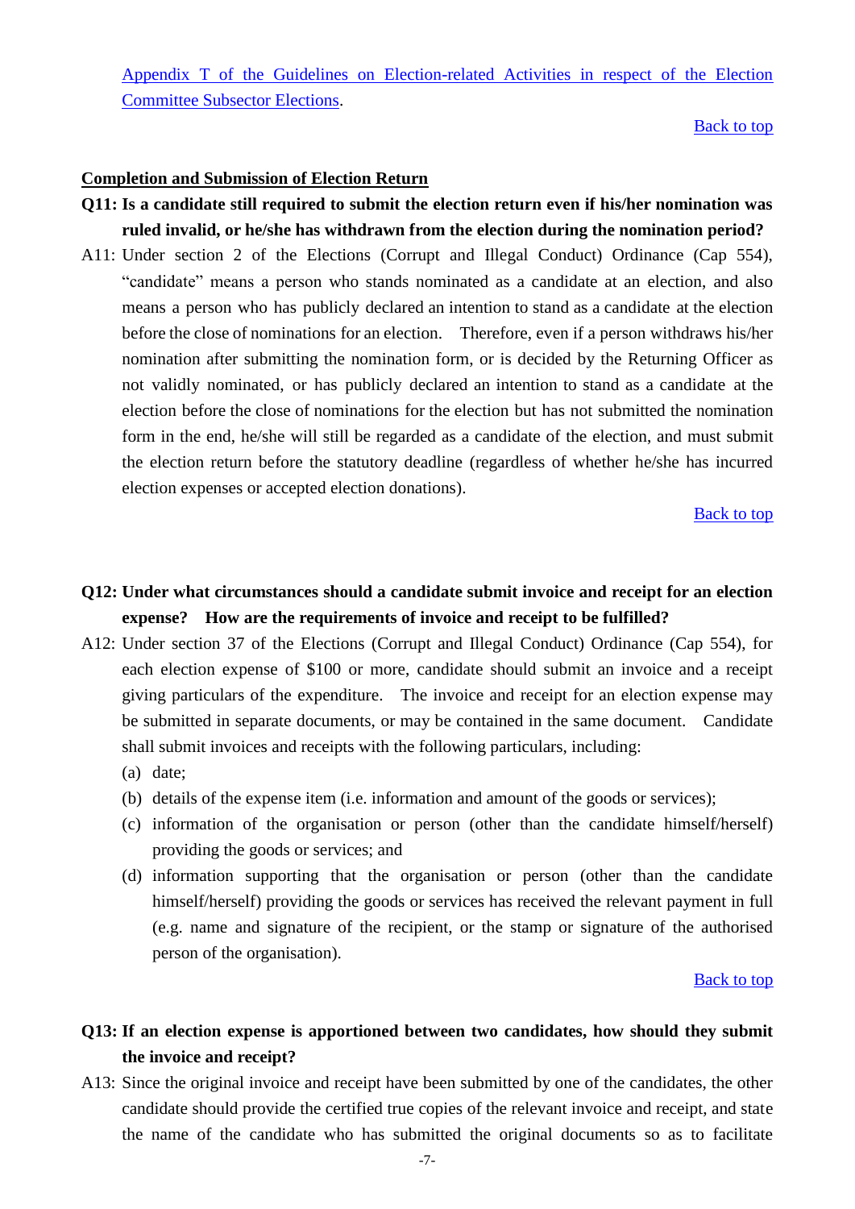Appendix T of the Guidelines on Election-related Activities in respect of the Election Committee Subsector Elections.

Back to top

**Completion and Submission of Election Return**

**Q11: Is a candidate still required to submit the election return even if his/her nomination was ruled invalid, or he/she has withdrawn from the election during the nomination period?**

A11: Under section 2 of the Elections (Corrupt and Illegal Conduct) Ordinance (Cap 554), "candidate" means a person who stands nominated as a candidate at an election, and also means a person who has publicly declared an intention to stand as a candidate at the election before the close of nominations for an election. Therefore, even if a person withdraws his/her nomination after submitting the nomination form, or is decided by the Returning Officer as not validly nominated, or has publicly declared an intention to stand as a candidate at the election before the close of nominations for the election but has not submitted the nomination form in the end, he/she will still be regarded as a candidate of the election, and must submit the election return before the statutory deadline (regardless of whether he/she has incurred election expenses or accepted election donations).

Back to top

**Q12: Under what circumstances should a candidate submit invoice and receipt for an election expense? How are the requirements of invoice and receipt to be fulfilled?**

A12: Under section 37 of the Elections (Corrupt and Illegal Conduct) Ordinance (Cap 554), for each election expense of $100 or more, candidate should submit an invoice and a receipt giving particulars of the expenditure. The invoice and receipt for an election expense may be submitted in separate documents, or may be contained in the same document. Candidate shall submit invoices and receipts with the following particulars, including:

(a) date;

(b) details of the expense item (i.e. information and amount of the goods or services);

(c) information of the organisation or person (other than the candidate himself/herself) providing the goods or services; and

(d) information supporting that the organisation or person (other than the candidate himself/herself) providing the goods or services has received the relevant payment in full (e.g. name and signature of the recipient, or the stamp or signature of the authorised person of the organisation).

Back to top

**Q13: If an election expense is apportioned between two candidates, how should they submit the invoice and receipt?**

A13: Since the original invoice and receipt have been submitted by one of the candidates, the other candidate should provide the certified true copies of the relevant invoice and receipt, and state the name of the candidate who has submitted the original documents so as to facilitate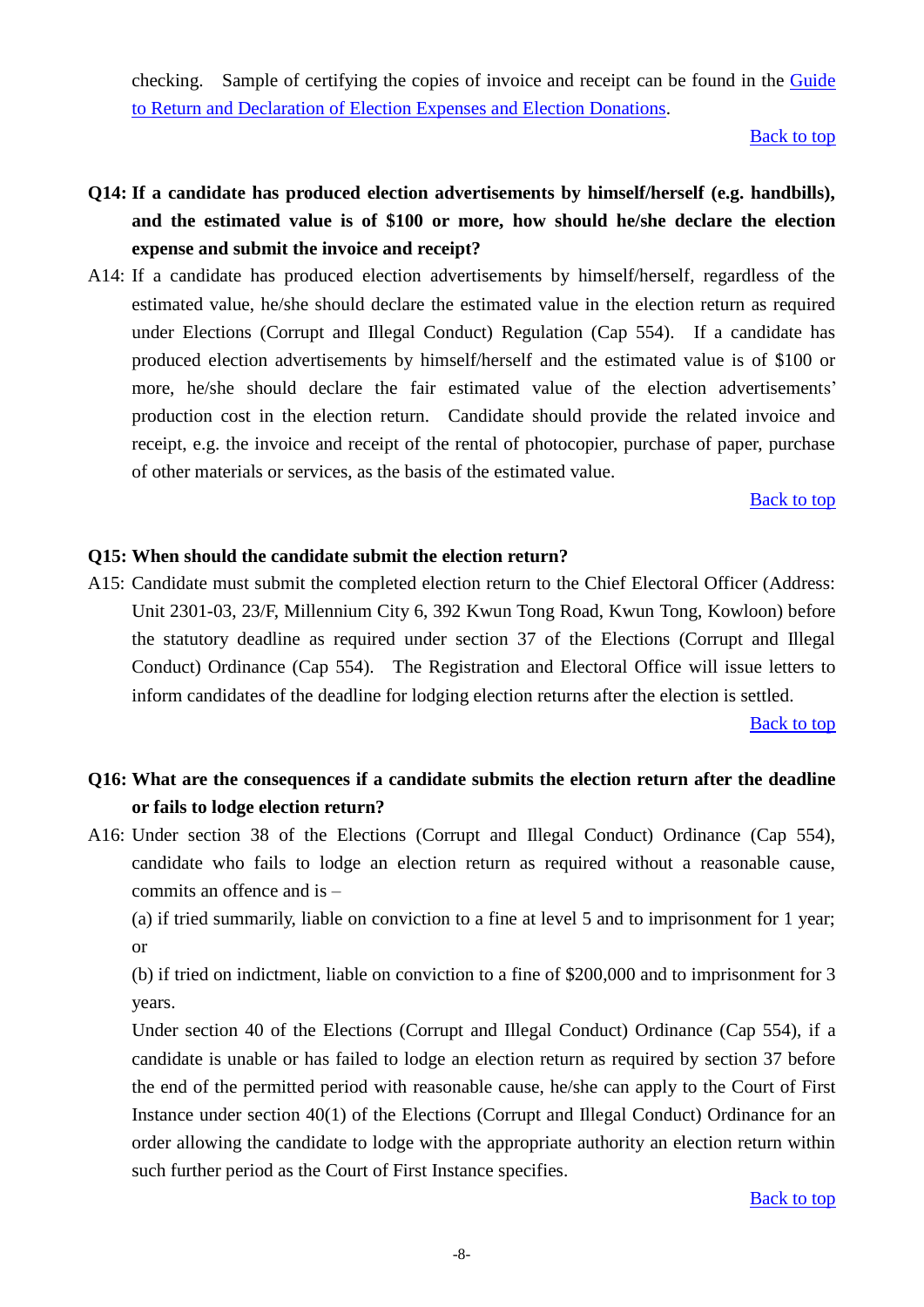checking. Sample of certifying the copies of invoice and receipt can be found in the [Guide to Return and Declaration of Election Expenses and Election Donations](#).

[Back to top](#)

**Q14: If a candidate has produced election advertisements by himself/herself (e.g. handbills), and the estimated value is of $100 or more, how should he/she declare the election expense and submit the invoice and receipt?**

A14: If a candidate has produced election advertisements by himself/herself, regardless of the estimated value, he/she should declare the estimated value in the election return as required under Elections (Corrupt and Illegal Conduct) Regulation (Cap 554). If a candidate has produced election advertisements by himself/herself and the estimated value is of $100 or more, he/she should declare the fair estimated value of the election advertisements' production cost in the election return. Candidate should provide the related invoice and receipt, e.g. the invoice and receipt of the rental of photocopier, purchase of paper, purchase of other materials or services, as the basis of the estimated value.

[Back to top](#)

**Q15: When should the candidate submit the election return?**

A15: Candidate must submit the completed election return to the Chief Electoral Officer (Address: Unit 2301-03, 23/F, Millennium City 6, 392 Kwun Tong Road, Kwun Tong, Kowloon) before the statutory deadline as required under section 37 of the Elections (Corrupt and Illegal Conduct) Ordinance (Cap 554). The Registration and Electoral Office will issue letters to inform candidates of the deadline for lodging election returns after the election is settled.

[Back to top](#)

**Q16: What are the consequences if a candidate submits the election return after the deadline or fails to lodge election return?**

A16: Under section 38 of the Elections (Corrupt and Illegal Conduct) Ordinance (Cap 554), candidate who fails to lodge an election return as required without a reasonable cause, commits an offence and is –

(a) if tried summarily, liable on conviction to a fine at level 5 and to imprisonment for 1 year; or

(b) if tried on indictment, liable on conviction to a fine of $200,000 and to imprisonment for 3 years.

Under section 40 of the Elections (Corrupt and Illegal Conduct) Ordinance (Cap 554), if a candidate is unable or has failed to lodge an election return as required by section 37 before the end of the permitted period with reasonable cause, he/she can apply to the Court of First Instance under section 40(1) of the Elections (Corrupt and Illegal Conduct) Ordinance for an order allowing the candidate to lodge with the appropriate authority an election return within such further period as the Court of First Instance specifies.

[Back to top](#)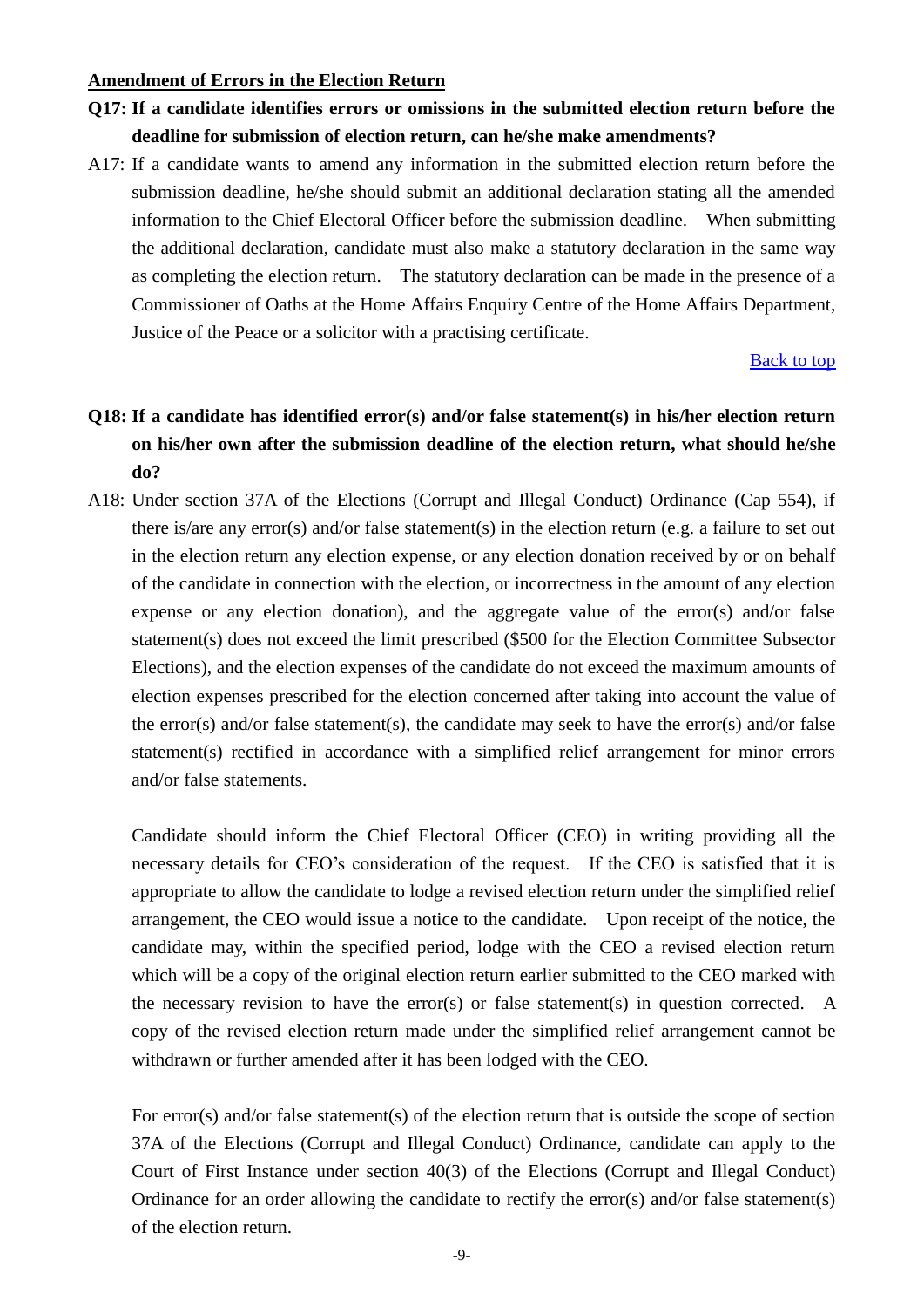**Amendment of Errors in the Election Return**

**Q17: If a candidate identifies errors or omissions in the submitted election return before the deadline for submission of election return, can he/she make amendments?**

A17: If a candidate wants to amend any information in the submitted election return before the submission deadline, he/she should submit an additional declaration stating all the amended information to the Chief Electoral Officer before the submission deadline. When submitting the additional declaration, candidate must also make a statutory declaration in the same way as completing the election return. The statutory declaration can be made in the presence of a Commissioner of Oaths at the Home Affairs Enquiry Centre of the Home Affairs Department, Justice of the Peace or a solicitor with a practising certificate.

Back to top

**Q18: If a candidate has identified error(s) and/or false statement(s) in his/her election return on his/her own after the submission deadline of the election return, what should he/she do?**

A18: Under section 37A of the Elections (Corrupt and Illegal Conduct) Ordinance (Cap 554), if there is/are any error(s) and/or false statement(s) in the election return (e.g. a failure to set out in the election return any election expense, or any election donation received by or on behalf of the candidate in connection with the election, or incorrectness in the amount of any election expense or any election donation), and the aggregate value of the error(s) and/or false statement(s) does not exceed the limit prescribed ($500 for the Election Committee Subsector Elections), and the election expenses of the candidate do not exceed the maximum amounts of election expenses prescribed for the election concerned after taking into account the value of the error(s) and/or false statement(s), the candidate may seek to have the error(s) and/or false statement(s) rectified in accordance with a simplified relief arrangement for minor errors and/or false statements.

Candidate should inform the Chief Electoral Officer (CEO) in writing providing all the necessary details for CEO's consideration of the request. If the CEO is satisfied that it is appropriate to allow the candidate to lodge a revised election return under the simplified relief arrangement, the CEO would issue a notice to the candidate. Upon receipt of the notice, the candidate may, within the specified period, lodge with the CEO a revised election return which will be a copy of the original election return earlier submitted to the CEO marked with the necessary revision to have the error(s) or false statement(s) in question corrected. A copy of the revised election return made under the simplified relief arrangement cannot be withdrawn or further amended after it has been lodged with the CEO.

For error(s) and/or false statement(s) of the election return that is outside the scope of section 37A of the Elections (Corrupt and Illegal Conduct) Ordinance, candidate can apply to the Court of First Instance under section 40(3) of the Elections (Corrupt and Illegal Conduct) Ordinance for an order allowing the candidate to rectify the error(s) and/or false statement(s) of the election return.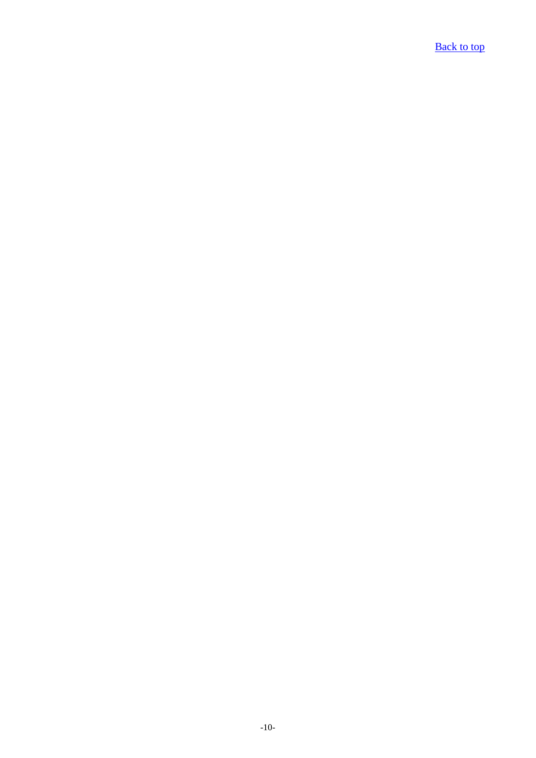[Back to top]